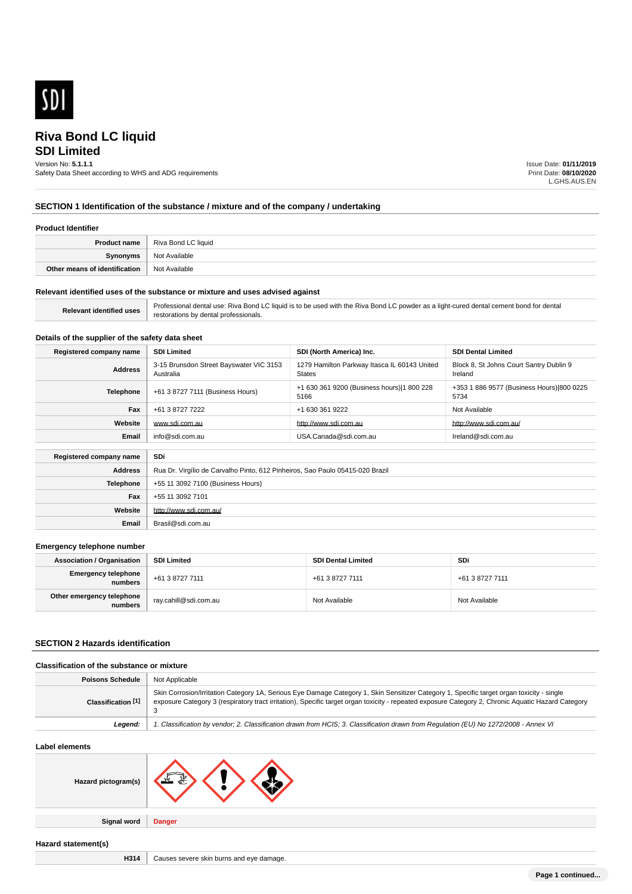# Riva Bond LC liquid
## SDI Limited

Version No: **5.1.1.1**
Safety Data Sheet according to WHS and ADG requirements

Issue Date: **01/11/2019**
Print Date: **08/10/2020**
L.GHS.AUS.EN

## SECTION 1 Identification of the substance / mixture and of the company / undertaking

### Product Identifier

| | |
|---|---|
| **Product name** | Riva Bond LC liquid |
| **Synonyms** | Not Available |
| **Other means of identification** | Not Available |

### Relevant identified uses of the substance or mixture and uses advised against

| | |
|---|---|
| **Relevant identified uses** | Professional dental use: Riva Bond LC liquid is to be used with the Riva Bond LC powder as a light-cured dental cement bond for dental restorations by dental professionals. |

### Details of the supplier of the safety data sheet

| **Registered company name** | **SDI Limited** | **SDI (North America) Inc.** | **SDI Dental Limited** |
|---|---|---|---|
| **Address** | 3-15 Brunsdon Street Bayswater VIC 3153 Australia | 1279 Hamilton Parkway Itasca IL 60143 United States | Block 8, St Johns Court Santry Dublin 9 Ireland |
| **Telephone** | +61 3 8727 7111 (Business Hours) | +1 630 361 9200 (Business hours)\|1 800 228 5166 | +353 1 886 9577 (Business Hours)\|800 0225 5734 |
| **Fax** | +61 3 8727 7222 | +1 630 361 9222 | Not Available |
| **Website** | www.sdi.com.au | http://www.sdi.com.au | http://www.sdi.com.au/ |
| **Email** | info@sdi.com.au | USA.Canada@sdi.com.au | Ireland@sdi.com.au |

| **Registered company name** | **SDi** |
|---|---|
| **Address** | Rua Dr. Virgílio de Carvalho Pinto, 612 Pinheiros, Sao Paulo 05415-020 Brazil |
| **Telephone** | +55 11 3092 7100 (Business Hours) |
| **Fax** | +55 11 3092 7101 |
| **Website** | http://www.sdi.com.au/ |
| **Email** | Brasil@sdi.com.au |

### Emergency telephone number

| **Association / Organisation** | **SDI Limited** | **SDI Dental Limited** | **SDi** |
|---|---|---|---|
| **Emergency telephone numbers** | +61 3 8727 7111 | +61 3 8727 7111 | +61 3 8727 7111 |
| **Other emergency telephone numbers** | ray.cahill@sdi.com.au | Not Available | Not Available |

## SECTION 2 Hazards identification

### Classification of the substance or mixture

| | |
|---|---|
| **Poisons Schedule** | Not Applicable |
| **Classification [1]** | Skin Corrosion/Irritation Category 1A, Serious Eye Damage Category 1, Skin Sensitizer Category 1, Specific target organ toxicity - single exposure Category 3 (respiratory tract irritation), Specific target organ toxicity - repeated exposure Category 2, Chronic Aquatic Hazard Category 3 |
| ***Legend:*** | *1. Classification by vendor; 2. Classification drawn from HCIS; 3. Classification drawn from Regulation (EU) No 1272/2008 - Annex VI* |

### Label elements

| | |
|---|---|
| **Hazard pictogram(s)** | |
| **Signal word** | **Danger** |

### Hazard statement(s)

| | |
|---|---|
| **H314** | Causes severe skin burns and eye damage. |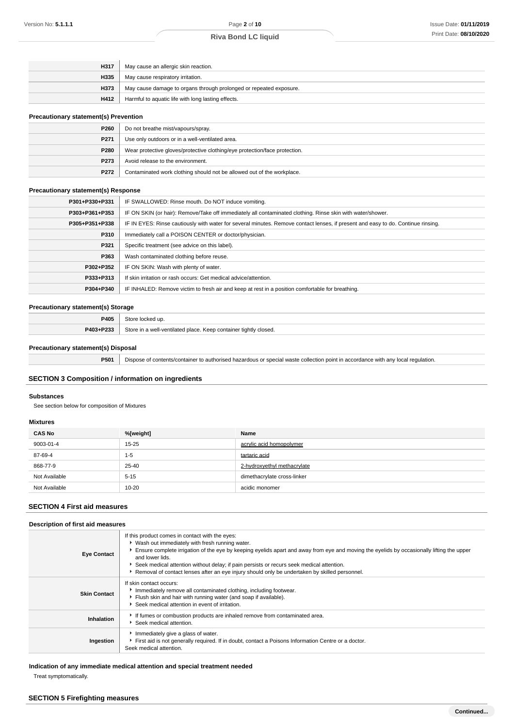| | |
|---|---|
| H317 | May cause an allergic skin reaction. |
| H335 | May cause respiratory irritation. |
| H373 | May cause damage to organs through prolonged or repeated exposure. |
| H412 | Harmful to aquatic life with long lasting effects. |

### Precautionary statement(s) Prevention

| | |
|---|---|
| P260 | Do not breathe mist/vapours/spray. |
| P271 | Use only outdoors or in a well-ventilated area. |
| P280 | Wear protective gloves/protective clothing/eye protection/face protection. |
| P273 | Avoid release to the environment. |
| P272 | Contaminated work clothing should not be allowed out of the workplace. |

### Precautionary statement(s) Response

| | |
|---|---|
| P301+P330+P331 | IF SWALLOWED: Rinse mouth. Do NOT induce vomiting. |
| P303+P361+P353 | IF ON SKIN (or hair): Remove/Take off immediately all contaminated clothing. Rinse skin with water/shower. |
| P305+P351+P338 | IF IN EYES: Rinse cautiously with water for several minutes. Remove contact lenses, if present and easy to do. Continue rinsing. |
| P310 | Immediately call a POISON CENTER or doctor/physician. |
| P321 | Specific treatment (see advice on this label). |
| P363 | Wash contaminated clothing before reuse. |
| P302+P352 | IF ON SKIN: Wash with plenty of water. |
| P333+P313 | If skin irritation or rash occurs: Get medical advice/attention. |
| P304+P340 | IF INHALED: Remove victim to fresh air and keep at rest in a position comfortable for breathing. |

### Precautionary statement(s) Storage

| | |
|---|---|
| P405 | Store locked up. |
| P403+P233 | Store in a well-ventilated place. Keep container tightly closed. |

### Precautionary statement(s) Disposal

| | |
|---|---|
| P501 | Dispose of contents/container to authorised hazardous or special waste collection point in accordance with any local regulation. |

## SECTION 3 Composition / information on ingredients

### Substances

See section below for composition of Mixtures

### Mixtures

| CAS No | %[weight] | Name |
|---|---|---|
| 9003-01-4 | 15-25 | acrylic acid homopolymer |
| 87-69-4 | 1-5 | tartaric acid |
| 868-77-9 | 25-40 | 2-hydroxyethyl methacrylate |
| Not Available | 5-15 | dimethacrylate cross-linker |
| Not Available | 10-20 | acidic monomer |

## SECTION 4 First aid measures

### Description of first aid measures

| | |
|---|---|
| **Eye Contact** | If this product comes in contact with the eyes:<br>- Wash out immediately with fresh running water.<br>- Ensure complete irrigation of the eye by keeping eyelids apart and away from eye and moving the eyelids by occasionally lifting the upper and lower lids.<br>- Seek medical attention without delay; if pain persists or recurs seek medical attention.<br>- Removal of contact lenses after an eye injury should only be undertaken by skilled personnel. |
| **Skin Contact** | If skin contact occurs:<br>- Immediately remove all contaminated clothing, including footwear.<br>- Flush skin and hair with running water (and soap if available).<br>- Seek medical attention in event of irritation. |
| **Inhalation** | - If fumes or combustion products are inhaled remove from contaminated area.<br>- Seek medical attention. |
| **Ingestion** | - Immediately give a glass of water.<br>- First aid is not generally required. If in doubt, contact a Poisons Information Centre or a doctor.<br>Seek medical attention. |

### Indication of any immediate medical attention and special treatment needed

Treat symptomatically.

## SECTION 5 Firefighting measures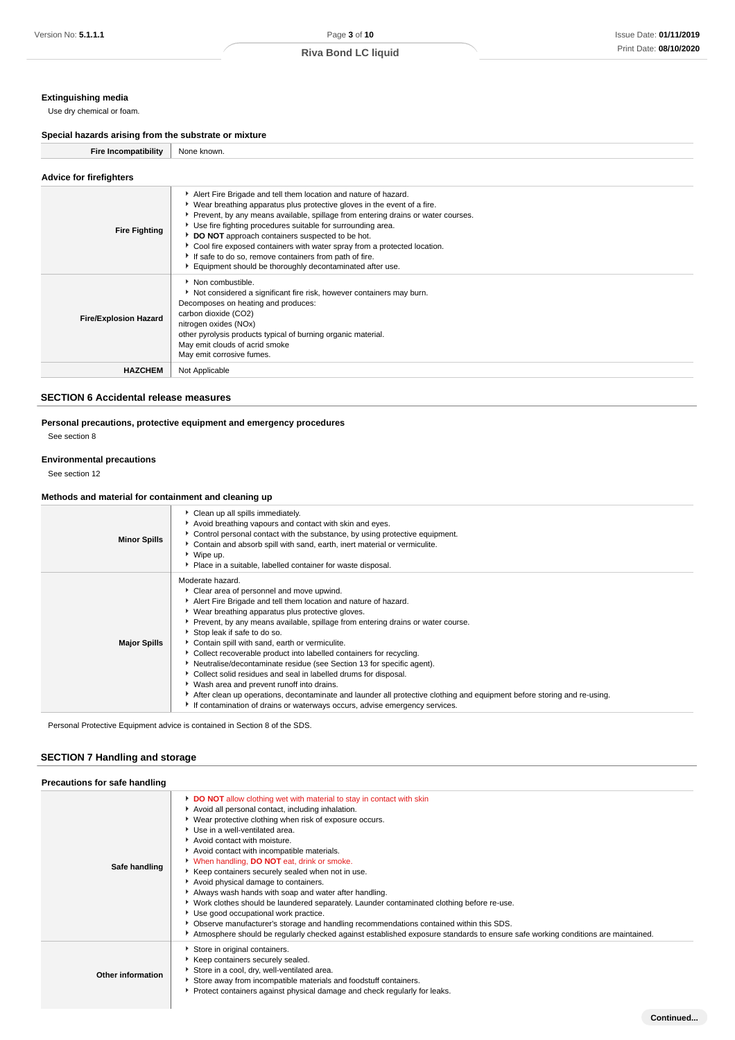### Extinguishing media

Use dry chemical or foam.

### Special hazards arising from the substrate or mixture

| | |
|---|---|
| **Fire Incompatibility** | None known. |

### Advice for firefighters

| | |
|---|---|
| **Fire Fighting** | ‣ Alert Fire Brigade and tell them location and nature of hazard.<br>‣ Wear breathing apparatus plus protective gloves in the event of a fire.<br>‣ Prevent, by any means available, spillage from entering drains or water courses.<br>‣ Use fire fighting procedures suitable for surrounding area.<br>‣ **DO NOT** approach containers suspected to be hot.<br>‣ Cool fire exposed containers with water spray from a protected location.<br>‣ If safe to do so, remove containers from path of fire.<br>‣ Equipment should be thoroughly decontaminated after use. |
| **Fire/Explosion Hazard** | ‣ Non combustible.<br>‣ Not considered a significant fire risk, however containers may burn.<br>Decomposes on heating and produces:<br>carbon dioxide ($CO_2$)<br>nitrogen oxides (NOx)<br>other pyrolysis products typical of burning organic material.<br>May emit clouds of acrid smoke<br>May emit corrosive fumes. |
| **HAZCHEM** | Not Applicable |

## SECTION 6 Accidental release measures

### Personal precautions, protective equipment and emergency procedures

See section 8

### Environmental precautions

See section 12

### Methods and material for containment and cleaning up

| | |
|---|---|
| **Minor Spills** | ‣ Clean up all spills immediately.<br>‣ Avoid breathing vapours and contact with skin and eyes.<br>‣ Control personal contact with the substance, by using protective equipment.<br>‣ Contain and absorb spill with sand, earth, inert material or vermiculite.<br>‣ Wipe up.<br>‣ Place in a suitable, labelled container for waste disposal. |
| **Major Spills** | Moderate hazard.<br>‣ Clear area of personnel and move upwind.<br>‣ Alert Fire Brigade and tell them location and nature of hazard.<br>‣ Wear breathing apparatus plus protective gloves.<br>‣ Prevent, by any means available, spillage from entering drains or water course.<br>‣ Stop leak if safe to do so.<br>‣ Contain spill with sand, earth or vermiculite.<br>‣ Collect recoverable product into labelled containers for recycling.<br>‣ Neutralise/decontaminate residue (see Section 13 for specific agent).<br>‣ Collect solid residues and seal in labelled drums for disposal.<br>‣ Wash area and prevent runoff into drains.<br>‣ After clean up operations, decontaminate and launder all protective clothing and equipment before storing and re-using.<br>‣ If contamination of drains or waterways occurs, advise emergency services. |

Personal Protective Equipment advice is contained in Section 8 of the SDS.

## SECTION 7 Handling and storage

### Precautions for safe handling

| | |
|---|---|
| **Safe handling** | ‣ **DO NOT** allow clothing wet with material to stay in contact with skin<br>‣ Avoid all personal contact, including inhalation.<br>‣ Wear protective clothing when risk of exposure occurs.<br>‣ Use in a well-ventilated area.<br>‣ Avoid contact with moisture.<br>‣ Avoid contact with incompatible materials.<br>‣ When handling, **DO NOT** eat, drink or smoke.<br>‣ Keep containers securely sealed when not in use.<br>‣ Avoid physical damage to containers.<br>‣ Always wash hands with soap and water after handling.<br>‣ Work clothes should be laundered separately. Launder contaminated clothing before re-use.<br>‣ Use good occupational work practice.<br>‣ Observe manufacturer's storage and handling recommendations contained within this SDS.<br>‣ Atmosphere should be regularly checked against established exposure standards to ensure safe working conditions are maintained. |
| **Other information** | ‣ Store in original containers.<br>‣ Keep containers securely sealed.<br>‣ Store in a cool, dry, well-ventilated area.<br>‣ Store away from incompatible materials and foodstuff containers.<br>‣ Protect containers against physical damage and check regularly for leaks. |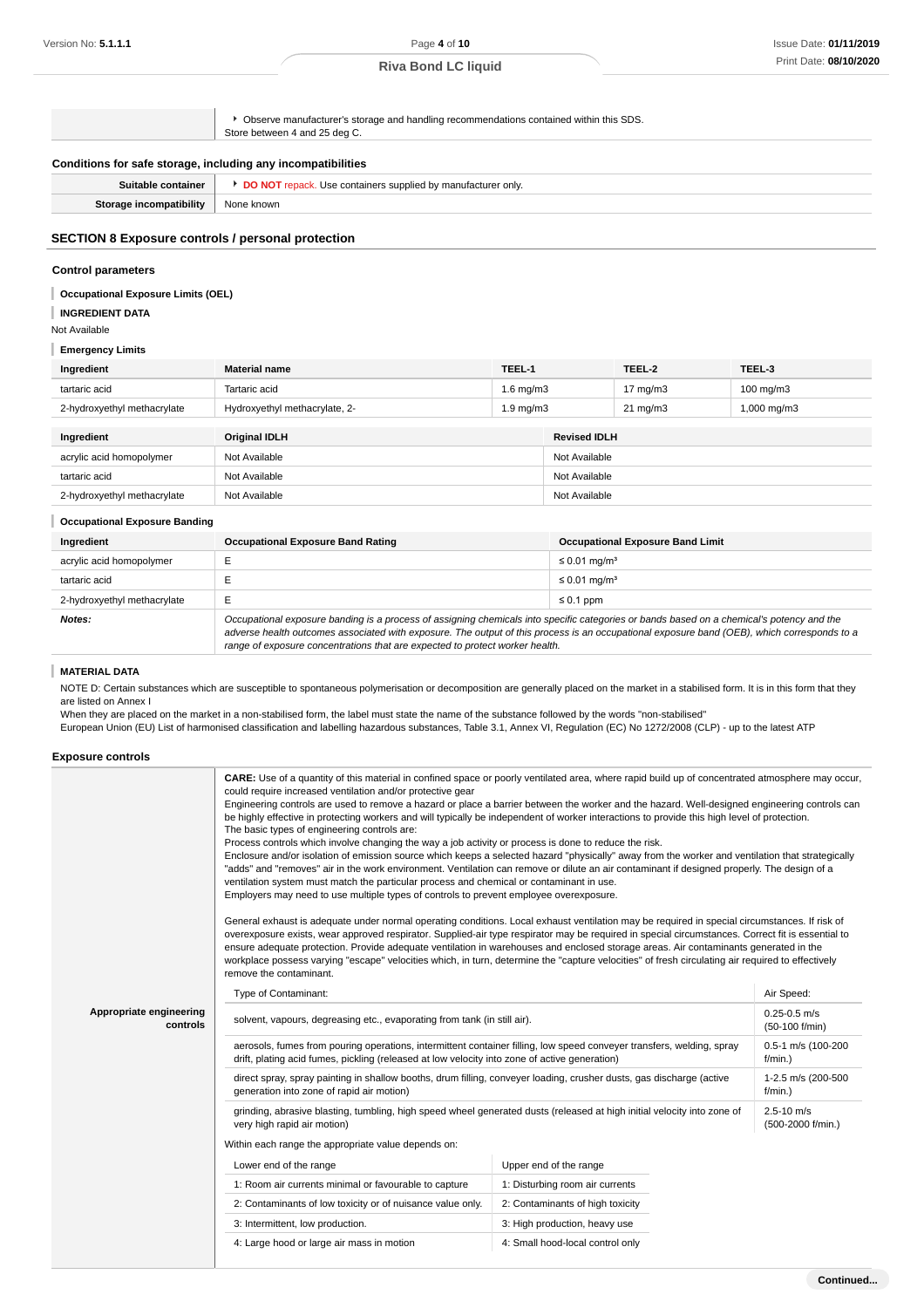| | |
|---|---|
| | ▸ Observe manufacturer's storage and handling recommendations contained within this SDS. Store between 4 and 25 deg C. |

### Conditions for safe storage, including any incompatibilities

| | |
|---|---|
| **Suitable container** | ▸ **DO NOT** repack. Use containers supplied by manufacturer only. |
| **Storage incompatibility** | None known |

## SECTION 8 Exposure controls / personal protection

### Control parameters

**Occupational Exposure Limits (OEL)**

**INGREDIENT DATA**

Not Available

**Emergency Limits**

| Ingredient | Material name | TEEL-1 | TEEL-2 | TEEL-3 |
|---|---|---|---|---|
| tartaric acid | Tartaric acid | 1.6 mg/m3 | 17 mg/m3 | 100 mg/m3 |
| 2-hydroxyethyl methacrylate | Hydroxyethyl methacrylate, 2- | 1.9 mg/m3 | 21 mg/m3 | 1,000 mg/m3 |

| Ingredient | Original IDLH | Revised IDLH |
|---|---|---|
| acrylic acid homopolymer | Not Available | Not Available |
| tartaric acid | Not Available | Not Available |
| 2-hydroxyethyl methacrylate | Not Available | Not Available |

**Occupational Exposure Banding**

| Ingredient | Occupational Exposure Band Rating | Occupational Exposure Band Limit |
|---|---|---|
| acrylic acid homopolymer | E | ≤ 0.01 mg/m³ |
| tartaric acid | E | ≤ 0.01 mg/m³ |
| 2-hydroxyethyl methacrylate | E | ≤ 0.1 ppm |
| ***Notes:*** | *Occupational exposure banding is a process of assigning chemicals into specific categories or bands based on a chemical's potency and the adverse health outcomes associated with exposure. The output of this process is an occupational exposure band (OEB), which corresponds to a range of exposure concentrations that are expected to protect worker health.* | |

**MATERIAL DATA**

NOTE D: Certain substances which are susceptible to spontaneous polymerisation or decomposition are generally placed on the market in a stabilised form. It is in this form that they are listed on Annex I

When they are placed on the market in a non-stabilised form, the label must state the name of the substance followed by the words "non-stabilised"

European Union (EU) List of harmonised classification and labelling hazardous substances, Table 3.1, Annex VI, Regulation (EC) No 1272/2008 (CLP) - up to the latest ATP

### Exposure controls

**Appropriate engineering controls**

**CARE:** Use of a quantity of this material in confined space or poorly ventilated area, where rapid build up of concentrated atmosphere may occur, could require increased ventilation and/or protective gear

Engineering controls are used to remove a hazard or place a barrier between the worker and the hazard. Well-designed engineering controls can be highly effective in protecting workers and will typically be independent of worker interactions to provide this high level of protection.

The basic types of engineering controls are:

Process controls which involve changing the way a job activity or process is done to reduce the risk.

Enclosure and/or isolation of emission source which keeps a selected hazard "physically" away from the worker and ventilation that strategically "adds" and "removes" air in the work environment. Ventilation can remove or dilute an air contaminant if designed properly. The design of a ventilation system must match the particular process and chemical or contaminant in use.

Employers may need to use multiple types of controls to prevent employee overexposure.

General exhaust is adequate under normal operating conditions. Local exhaust ventilation may be required in special circumstances. If risk of overexposure exists, wear approved respirator. Supplied-air type respirator may be required in special circumstances. Correct fit is essential to ensure adequate protection. Provide adequate ventilation in warehouses and enclosed storage areas. Air contaminants generated in the workplace possess varying "escape" velocities which, in turn, determine the "capture velocities" of fresh circulating air required to effectively remove the contaminant.

| Type of Contaminant: | Air Speed: |
|---|---|
| solvent, vapours, degreasing etc., evaporating from tank (in still air). | 0.25-0.5 m/s (50-100 f/min) |
| aerosols, fumes from pouring operations, intermittent container filling, low speed conveyer transfers, welding, spray drift, plating acid fumes, pickling (released at low velocity into zone of active generation) | 0.5-1 m/s (100-200 f/min.) |
| direct spray, spray painting in shallow booths, drum filling, conveyer loading, crusher dusts, gas discharge (active generation into zone of rapid air motion) | 1-2.5 m/s (200-500 f/min.) |
| grinding, abrasive blasting, tumbling, high speed wheel generated dusts (released at high initial velocity into zone of very high rapid air motion) | 2.5-10 m/s (500-2000 f/min.) |

Within each range the appropriate value depends on:

| Lower end of the range | Upper end of the range |
|---|---|
| 1: Room air currents minimal or favourable to capture | 1: Disturbing room air currents |
| 2: Contaminants of low toxicity or of nuisance value only. | 2: Contaminants of high toxicity |
| 3: Intermittent, low production. | 3: High production, heavy use |
| 4: Large hood or large air mass in motion | 4: Small hood-local control only |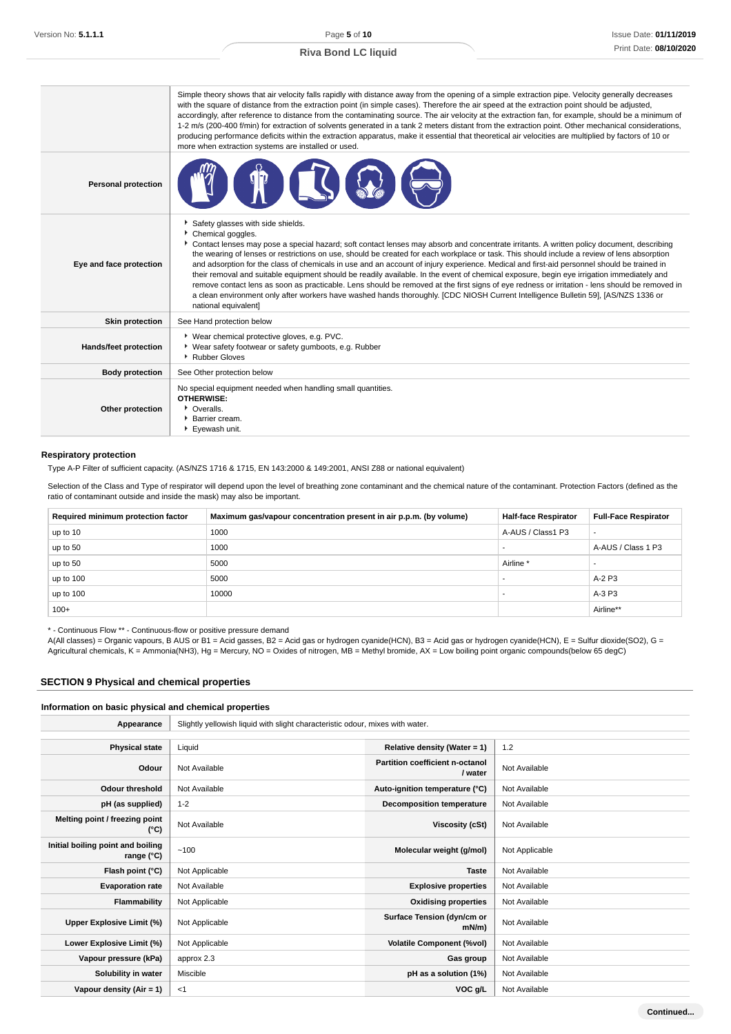| | |
|---|---|
| | Simple theory shows that air velocity falls rapidly with distance away from the opening of a simple extraction pipe. Velocity generally decreases with the square of distance from the extraction point (in simple cases). Therefore the air speed at the extraction point should be adjusted, accordingly, after reference to distance from the contaminating source. The air velocity at the extraction fan, for example, should be a minimum of 1-2 m/s (200-400 f/min) for extraction of solvents generated in a tank 2 meters distant from the extraction point. Other mechanical considerations, producing performance deficits within the extraction apparatus, make it essential that theoretical air velocities are multiplied by factors of 10 or more when extraction systems are installed or used. |
| **Personal protection** | |
| **Eye and face protection** | ▸ Safety glasses with side shields.<br>▸ Chemical goggles.<br>▸ Contact lenses may pose a special hazard; soft contact lenses may absorb and concentrate irritants. A written policy document, describing the wearing of lenses or restrictions on use, should be created for each workplace or task. This should include a review of lens absorption and adsorption for the class of chemicals in use and an account of injury experience. Medical and first-aid personnel should be trained in their removal and suitable equipment should be readily available. In the event of chemical exposure, begin eye irrigation immediately and remove contact lens as soon as practicable. Lens should be removed at the first signs of eye redness or irritation - lens should be removed in a clean environment only after workers have washed hands thoroughly. [CDC NIOSH Current Intelligence Bulletin 59], [AS/NZS 1336 or national equivalent] |
| **Skin protection** | See Hand protection below |
| **Hands/feet protection** | ▸ Wear chemical protective gloves, e.g. PVC.<br>▸ Wear safety footwear or safety gumboots, e.g. Rubber<br>▸ Rubber Gloves |
| **Body protection** | See Other protection below |
| **Other protection** | No special equipment needed when handling small quantities.<br>**OTHERWISE:**<br>▸ Overalls.<br>▸ Barrier cream.<br>▸ Eyewash unit. |

### Respiratory protection

Type A-P Filter of sufficient capacity. (AS/NZS 1716 & 1715, EN 143:2000 & 149:2001, ANSI Z88 or national equivalent)

Selection of the Class and Type of respirator will depend upon the level of breathing zone contaminant and the chemical nature of the contaminant. Protection Factors (defined as the ratio of contaminant outside and inside the mask) may also be important.

| Required minimum protection factor | Maximum gas/vapour concentration present in air p.p.m. (by volume) | Half-face Respirator | Full-Face Respirator |
|---|---|---|---|
| up to 10 | 1000 | A-AUS / Class1 P3 | - |
| up to 50 | 1000 | - | A-AUS / Class 1 P3 |
| up to 50 | 5000 | Airline * | - |
| up to 100 | 5000 | - | A-2 P3 |
| up to 100 | 10000 | - | A-3 P3 |
| 100+ | | | Airline** |

* - Continuous Flow ** - Continuous-flow or positive pressure demand

A(All classes) = Organic vapours, B AUS or B1 = Acid gasses, B2 = Acid gas or hydrogen cyanide(HCN), B3 = Acid gas or hydrogen cyanide(HCN), E = Sulfur dioxide(SO2), G = Agricultural chemicals, K = Ammonia(NH3), Hg = Mercury, NO = Oxides of nitrogen, MB = Methyl bromide, AX = Low boiling point organic compounds(below 65 degC)

## SECTION 9 Physical and chemical properties

### Information on basic physical and chemical properties

| | | | |
|---|---|---|---|
| **Appearance** | Slightly yellowish liquid with slight characteristic odour, mixes with water. | | |
| **Physical state** | Liquid | **Relative density (Water = 1)** | 1.2 |
| **Odour** | Not Available | **Partition coefficient n-octanol / water** | Not Available |
| **Odour threshold** | Not Available | **Auto-ignition temperature (°C)** | Not Available |
| **pH (as supplied)** | 1-2 | **Decomposition temperature** | Not Available |
| **Melting point / freezing point (°C)** | Not Available | **Viscosity (cSt)** | Not Available |
| **Initial boiling point and boiling range (°C)** | ~100 | **Molecular weight (g/mol)** | Not Applicable |
| **Flash point (°C)** | Not Applicable | **Taste** | Not Available |
| **Evaporation rate** | Not Available | **Explosive properties** | Not Available |
| **Flammability** | Not Applicable | **Oxidising properties** | Not Available |
| **Upper Explosive Limit (%)** | Not Applicable | **Surface Tension (dyn/cm or mN/m)** | Not Available |
| **Lower Explosive Limit (%)** | Not Applicable | **Volatile Component (%vol)** | Not Available |
| **Vapour pressure (kPa)** | approx 2.3 | **Gas group** | Not Available |
| **Solubility in water** | Miscible | **pH as a solution (1%)** | Not Available |
| **Vapour density (Air = 1)** | <1 | **VOC g/L** | Not Available |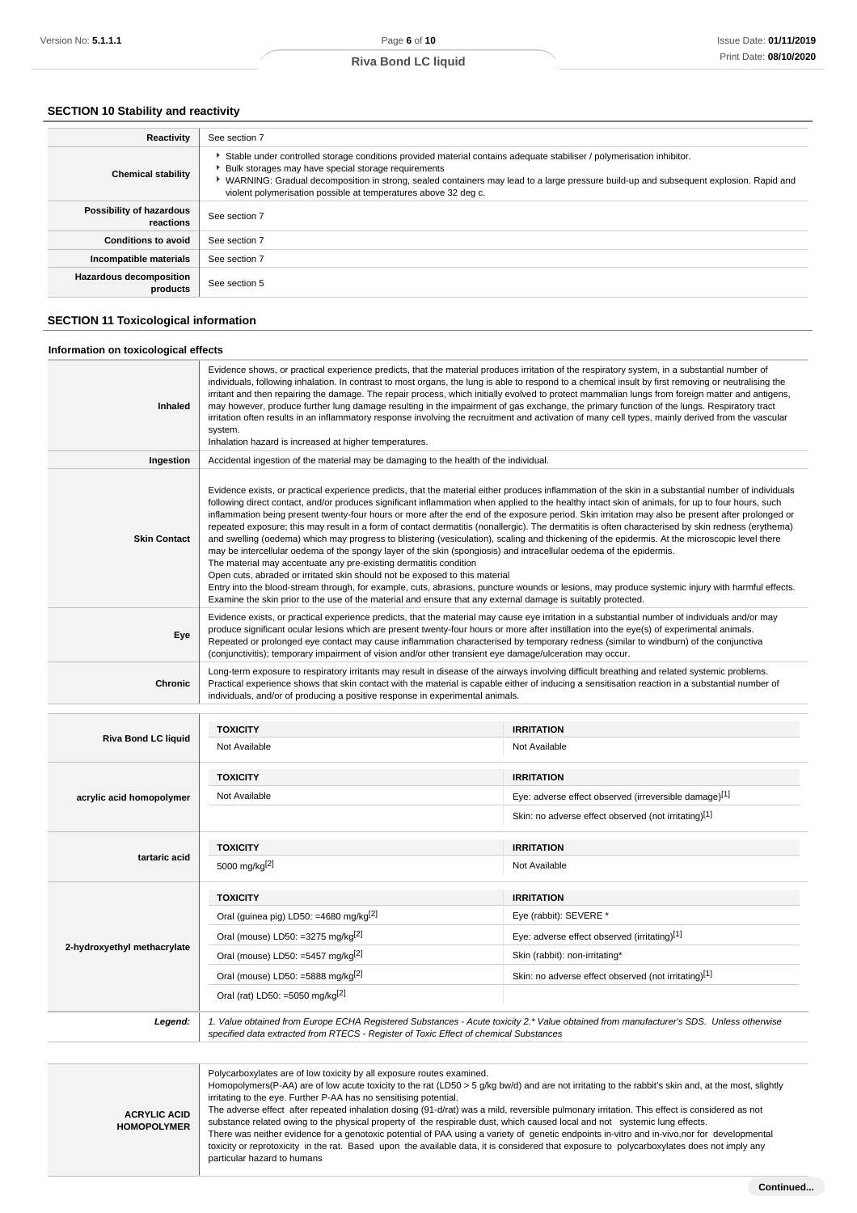## SECTION 10 Stability and reactivity

| | |
|---|---|
| **Reactivity** | See section 7 |
| **Chemical stability** | ▸ Stable under controlled storage conditions provided material contains adequate stabiliser / polymerisation inhibitor.<br>▸ Bulk storages may have special storage requirements<br>▸ WARNING: Gradual decomposition in strong, sealed containers may lead to a large pressure build-up and subsequent explosion. Rapid and violent polymerisation possible at temperatures above 32 deg c. |
| **Possibility of hazardous reactions** | See section 7 |
| **Conditions to avoid** | See section 7 |
| **Incompatible materials** | See section 7 |
| **Hazardous decomposition products** | See section 5 |

## SECTION 11 Toxicological information

### Information on toxicological effects

| | |
|---|---|
| **Inhaled** | Evidence shows, or practical experience predicts, that the material produces irritation of the respiratory system, in a substantial number of individuals, following inhalation. In contrast to most organs, the lung is able to respond to a chemical insult by first removing or neutralising the irritant and then repairing the damage. The repair process, which initially evolved to protect mammalian lungs from foreign matter and antigens, may however, produce further lung damage resulting in the impairment of gas exchange, the primary function of the lungs. Respiratory tract irritation often results in an inflammatory response involving the recruitment and activation of many cell types, mainly derived from the vascular system.<br>Inhalation hazard is increased at higher temperatures. |
| **Ingestion** | Accidental ingestion of the material may be damaging to the health of the individual. |
| **Skin Contact** | Evidence exists, or practical experience predicts, that the material either produces inflammation of the skin in a substantial number of individuals following direct contact, and/or produces significant inflammation when applied to the healthy intact skin of animals, for up to four hours, such inflammation being present twenty-four hours or more after the end of the exposure period. Skin irritation may also be present after prolonged or repeated exposure; this may result in a form of contact dermatitis (nonallergic). The dermatitis is often characterised by skin redness (erythema) and swelling (oedema) which may progress to blistering (vesiculation), scaling and thickening of the epidermis. At the microscopic level there may be intercellular oedema of the spongy layer of the skin (spongiosis) and intracellular oedema of the epidermis.<br>The material may accentuate any pre-existing dermatitis condition<br>Open cuts, abraded or irritated skin should not be exposed to this material<br>Entry into the blood-stream through, for example, cuts, abrasions, puncture wounds or lesions, may produce systemic injury with harmful effects. Examine the skin prior to the use of the material and ensure that any external damage is suitably protected. |
| **Eye** | Evidence exists, or practical experience predicts, that the material may cause eye irritation in a substantial number of individuals and/or may produce significant ocular lesions which are present twenty-four hours or more after instillation into the eye(s) of experimental animals.<br>Repeated or prolonged eye contact may cause inflammation characterised by temporary redness (similar to windburn) of the conjunctiva (conjunctivitis); temporary impairment of vision and/or other transient eye damage/ulceration may occur. |
| **Chronic** | Long-term exposure to respiratory irritants may result in disease of the airways involving difficult breathing and related systemic problems.<br>Practical experience shows that skin contact with the material is capable either of inducing a sensitisation reaction in a substantial number of individuals, and/or of producing a positive response in experimental animals. |

| | TOXICITY | IRRITATION |
|---|---|---|
| **Riva Bond LC liquid** | Not Available | Not Available |
| **acrylic acid homopolymer** | Not Available | Eye: adverse effect observed (irreversible damage)[1] |
| | | Skin: no adverse effect observed (not irritating)[1] |
| **tartaric acid** | 5000 mg/kg[2] | Not Available |
| **2-hydroxyethyl methacrylate** | Oral (guinea pig) LD50: =4680 mg/kg[2] | Eye (rabbit): SEVERE * |
| | Oral (mouse) LD50: =3275 mg/kg[2] | Eye: adverse effect observed (irritating)[1] |
| | Oral (mouse) LD50: =5457 mg/kg[2] | Skin (rabbit): non-irritating* |
| | Oral (mouse) LD50: =5888 mg/kg[2] | Skin: no adverse effect observed (not irritating)[1] |
| | Oral (rat) LD50: =5050 mg/kg[2] | |
| ***Legend:*** | *1. Value obtained from Europe ECHA Registered Substances - Acute toxicity 2.\* Value obtained from manufacturer's SDS. Unless otherwise specified data extracted from RTECS - Register of Toxic Effect of chemical Substances* | |

| | |
|---|---|
| **ACRYLIC ACID HOMOPOLYMER** | Polycarboxylates are of low toxicity by all exposure routes examined.<br>Homopolymers(P-AA) are of low acute toxicity to the rat (LD50 > 5 g/kg bw/d) and are not irritating to the rabbit's skin and, at the most, slightly irritating to the eye. Further P-AA has no sensitising potential.<br>The adverse effect after repeated inhalation dosing (91-d/rat) was a mild, reversible pulmonary irritation. This effect is considered as not substance related owing to the physical property of the respirable dust, which caused local and not systemic lung effects.<br>There was neither evidence for a genotoxic potential of PAA using a variety of genetic endpoints in-vitro and in-vivo,nor for developmental toxicity or reprotoxicity in the rat. Based upon the available data, it is considered that exposure to polycarboxylates does not imply any particular hazard to humans |

Continued...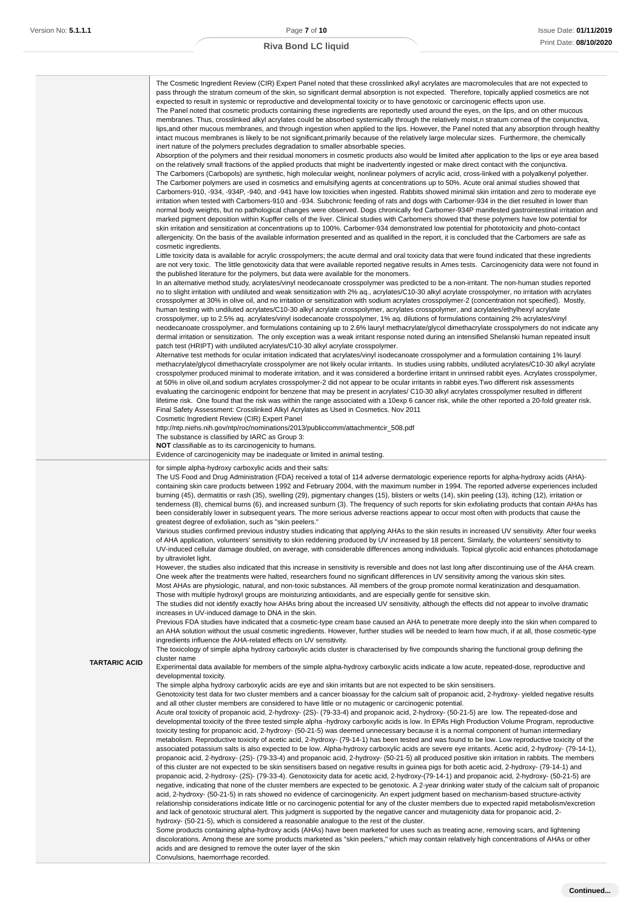| | |
|---|---|
| | The Cosmetic Ingredient Review (CIR) Expert Panel noted that these crosslinked alkyl acrylates are macromolecules that are not expected to pass through the stratum corneum of the skin, so significant dermal absorption is not expected. Therefore, topically applied cosmetics are not expected to result in systemic or reproductive and developmental toxicity or to have genotoxic or carcinogenic effects upon use.<br>The Panel noted that cosmetic products containing these ingredients are reportedly used around the eyes, on the lips, and on other mucous membranes. Thus, crosslinked alkyl acrylates could be absorbed systemically through the relatively moist,n stratum cornea of the conjunctiva, lips,and other mucous membranes, and through ingestion when applied to the lips. However, the Panel noted that any absorption through healthy intact mucous membranes is likely to be not significant,primarily because of the relatively large molecular sizes. Furthermore, the chemically inert nature of the polymers precludes degradation to smaller absorbable species.<br>Absorption of the polymers and their residual monomers in cosmetic products also would be limited after application to the lips or eye area based on the relatively small fractions of the applied products that might be inadvertently ingested or make direct contact with the conjunctiva.<br>The Carbomers (Carbopols) are synthetic, high molecular weight, nonlinear polymers of acrylic acid, cross-linked with a polyalkenyl polyether. The Carbomer polymers are used in cosmetics and emulsifying agents at concentrations up to 50%. Acute oral animal studies showed that Carbomers-910, -934, -934P, -940, and -941 have low toxicities when ingested. Rabbits showed minimal skin irritation and zero to moderate eye irritation when tested with Carbomers-910 and -934. Subchronic feeding of rats and dogs with Carbomer-934 in the diet resulted in lower than normal body weights, but no pathological changes were observed. Dogs chronically fed Carbomer-934P manifested gastrointestinal irritation and marked pigment deposition within Kupffer cells of the liver. Clinical studies with Carbomers showed that these polymers have low potential for skin irritation and sensitization at concentrations up to 100%. Carbomer-934 demonstrated low potential for phototoxicity and photo-contact allergenicity. On the basis of the available information presented and as qualified in the report, it is concluded that the Carbomers are safe as cosmetic ingredients.<br>Little toxicity data is available for acrylic crosspolymers; the acute dermal and oral toxicity data that were found indicated that these ingredients are not very toxic. The little genotoxicity data that were available reported negative results in Ames tests. Carcinogenicity data were not found in the published literature for the polymers, but data were available for the monomers.<br>In an alternative method study, acrylates/vinyl neodecanoate crosspolymer was predicted to be a non-irritant. The non-human studies reported no to slight irritation with undiluted and weak sensitization with 2% aq., acrylates/C10-30 alkyl acrylate crosspolymer, no irritation with acrylates crosspolymer at 30% in olive oil, and no irritation or sensitization with sodium acrylates crosspolymer-2 (concentration not specified). Mostly, human testing with undiluted acrylates/C10-30 alkyl acrylate crosspolymer, acrylates crosspolymer, and acrylates/ethylhexyl acrylate crosspolymer, up to 2.5% aq. acrylates/vinyl isodecanoate crosspolymer, 1% aq. dilutions of formulations containing 2% acrylates/vinyl neodecanoate crosspolymer, and formulations containing up to 2.6% lauryl methacrylate/glycol dimethacrylate crosspolymers do not indicate any dermal irritation or sensitization. The only exception was a weak irritant response noted during an intensified Shelanski human repeated insult patch test (HRIPT) with undiluted acrylates/C10-30 alkyl acrylate crosspolymer.<br>Alternative test methods for ocular irritation indicated that acrylates/vinyl isodecanoate crosspolymer and a formulation containing 1% lauryl methacrylate/glycol dimethacrylate crosspolymer are not likely ocular irritants. In studies using rabbits, undiluted acrylates/C10-30 alkyl acrylate crosspolymer produced minimal to moderate irritation, and it was considered a borderline irritant in unrinsed rabbit eyes. Acrylates crosspolymer, at 50% in olive oil,and sodium acrylates crosspolymer-2 did not appear to be ocular irritants in rabbit eyes.Two different risk assessments evaluating the carcinogenic endpoint for benzene that may be present in acrylates/ C10-30 alkyl acrylates crosspolymer resulted in different lifetime risk. One found that the risk was within the range associated with a 10exp 6 cancer risk, while the other reported a 20-fold greater risk.<br>Final Safety Assessment: Crosslinked Alkyl Acrylates as Used in Cosmetics. Nov 2011<br>Cosmetic Ingredient Review (CIR) Expert Panel<br>http://ntp.niehs.nih.gov/ntp/roc/nominations/2013/publiccomm/attachmentcir_508.pdf<br>The substance is classified by IARC as Group 3:<br>**NOT** classifiable as to its carcinogenicity to humans.<br>Evidence of carcinogenicity may be inadequate or limited in animal testing. |
| **TARTARIC ACID** | for simple alpha-hydroxy carboxylic acids and their salts:<br>The US Food and Drug Administration (FDA) received a total of 114 adverse dermatologic experience reports for alpha-hydroxy acids (AHA)-containing skin care products between 1992 and February 2004, with the maximum number in 1994. The reported adverse experiences included burning (45), dermatitis or rash (35), swelling (29), pigmentary changes (15), blisters or welts (14), skin peeling (13), itching (12), irritation or tenderness (8), chemical burns (6), and increased sunburn (3). The frequency of such reports for skin exfoliating products that contain AHAs has been considerably lower in subsequent years. The more serious adverse reactions appear to occur most often with products that cause the greatest degree of exfoliation, such as "skin peelers."<br>Various studies confirmed previous industry studies indicating that applying AHAs to the skin results in increased UV sensitivity. After four weeks of AHA application, volunteers' sensitivity to skin reddening produced by UV increased by 18 percent. Similarly, the volunteers' sensitivity to UV-induced cellular damage doubled, on average, with considerable differences among individuals. Topical glycolic acid enhances photodamage by ultraviolet light.<br>However, the studies also indicated that this increase in sensitivity is reversible and does not last long after discontinuing use of the AHA cream. One week after the treatments were halted, researchers found no significant differences in UV sensitivity among the various skin sites.<br>Most AHAs are physiologic, natural, and non-toxic substances. All members of the group promote normal keratinization and desquamation. Those with multiple hydroxyl groups are moisturizing antioxidants, and are especially gentle for sensitive skin.<br>The studies did not identify exactly how AHAs bring about the increased UV sensitivity, although the effects did not appear to involve dramatic increases in UV-induced damage to DNA in the skin.<br>Previous FDA studies have indicated that a cosmetic-type cream base caused an AHA to penetrate more deeply into the skin when compared to an AHA solution without the usual cosmetic ingredients. However, further studies will be needed to learn how much, if at all, those cosmetic-type ingredients influence the AHA-related effects on UV sensitivity.<br>The toxicology of simple alpha hydroxy carboxylic acids cluster is characterised by five compounds sharing the functional group defining the cluster name<br>Experimental data available for members of the simple alpha-hydroxy carboxylic acids indicate a low acute, repeated-dose, reproductive and developmental toxicity.<br>The simple alpha hydroxy carboxylic acids are eye and skin irritants but are not expected to be skin sensitisers.<br>Genotoxicity test data for two cluster members and a cancer bioassay for the calcium salt of propanoic acid, 2-hydroxy- yielded negative results and all other cluster members are considered to have little or no mutagenic or carcinogenic potential.<br>Acute oral toxicity of propanoic acid, 2-hydroxy- (2S)- (79-33-4) and propanoic acid, 2-hydroxy- (50-21-5) are low. The repeated-dose and developmental toxicity of the three tested simple alpha -hydroxy carboxylic acids is low. In EPA's High Production Volume Program, reproductive toxicity testing for propanoic acid, 2-hydroxy- (50-21-5) was deemed unnecessary because it is a normal component of human intermediary metabolism. Reproductive toxicity of acetic acid, 2-hydroxy- (79-14-1) has been tested and was found to be low. Low reproductive toxicity of the associated potassium salts is also expected to be low. Alpha-hydroxy carboxylic acids are severe eye irritants. Acetic acid, 2-hydroxy- (79-14-1), propanoic acid, 2-hydroxy- (2S)- (79-33-4) and propanoic acid, 2-hydroxy- (50-21-5) all produced positive skin irritation in rabbits. The members of this cluster are not expected to be skin sensitisers based on negative results in guinea pigs for both acetic acid, 2-hydroxy- (79-14-1) and propanoic acid, 2-hydroxy- (2S)- (79-33-4). Genotoxicity data for acetic acid, 2-hydroxy-(79-14-1) and propanoic acid, 2-hydroxy- (50-21-5) are negative, indicating that none of the cluster members are expected to be genotoxic. A 2-year drinking water study of the calcium salt of propanoic acid, 2-hydroxy- (50-21-5) in rats showed no evidence of carcinogenicity. An expert judgment based on mechanism-based structure-activity relationship considerations indicate little or no carcinogenic potential for any of the cluster members due to expected rapid metabolism/excretion and lack of genotoxic structural alert. This judgment is supported by the negative cancer and mutagenicity data for propanoic acid, 2-hydroxy- (50-21-5), which is considered a reasonable analogue to the rest of the cluster.<br>Some products containing alpha-hydroxy acids (AHAs) have been marketed for uses such as treating acne, removing scars, and lightening discolorations. Among these are some products marketed as "skin peelers," which may contain relatively high concentrations of AHAs or other acids and are designed to remove the outer layer of the skin<br>Convulsions, haemorrhage recorded. |

**Continued...**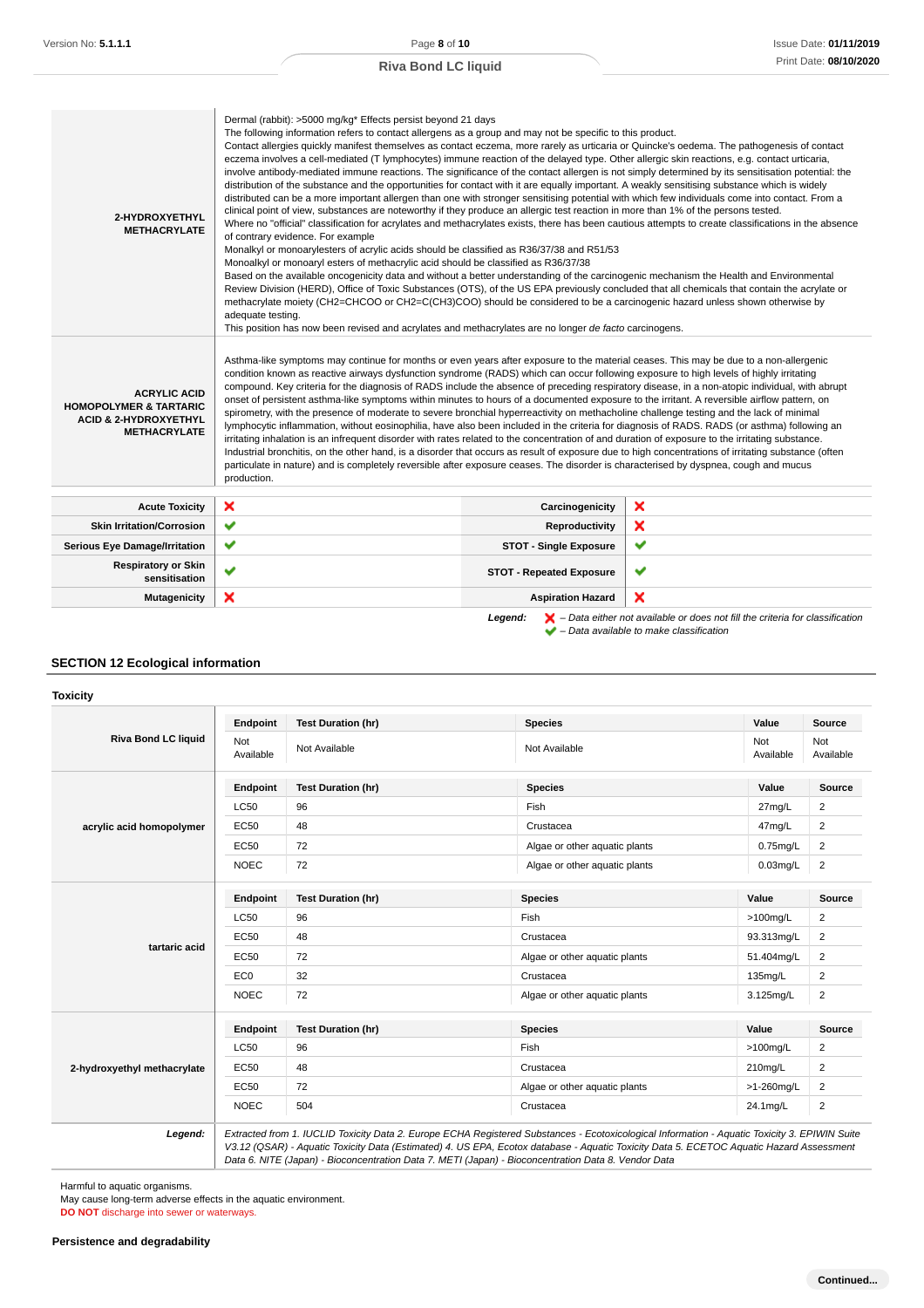| | |
|---|---|
| **2-HYDROXYETHYL METHACRYLATE** | Dermal (rabbit): >5000 mg/kg* Effects persist beyond 21 days<br>The following information refers to contact allergens as a group and may not be specific to this product.<br>Contact allergies quickly manifest themselves as contact eczema, more rarely as urticaria or Quincke's oedema. The pathogenesis of contact eczema involves a cell-mediated (T lymphocytes) immune reaction of the delayed type. Other allergic skin reactions, e.g. contact urticaria, involve antibody-mediated immune reactions. The significance of the contact allergen is not simply determined by its sensitisation potential: the distribution of the substance and the opportunities for contact with it are equally important. A weakly sensitising substance which is widely distributed can be a more important allergen than one with stronger sensitising potential with which few individuals come into contact. From a clinical point of view, substances are noteworthy if they produce an allergic test reaction in more than 1% of the persons tested.<br>Where no "official" classification for acrylates and methacrylates exists, there has been cautious attempts to create classifications in the absence of contrary evidence. For example<br>Monalkyl or monoarylesters of acrylic acids should be classified as R36/37/38 and R51/53<br>Monoalkyl or monoaryl esters of methacrylic acid should be classified as R36/37/38<br>Based on the available oncogenicity data and without a better understanding of the carcinogenic mechanism the Health and Environmental Review Division (HERD), Office of Toxic Substances (OTS), of the US EPA previously concluded that all chemicals that contain the acrylate or methacrylate moiety (CH2=CHCOO or CH2=C(CH3)COO) should be considered to be a carcinogenic hazard unless shown otherwise by adequate testing.<br>This position has now been revised and acrylates and methacrylates are no longer *de facto* carcinogens. |
| **ACRYLIC ACID HOMOPOLYMER & TARTARIC ACID & 2-HYDROXYETHYL METHACRYLATE** | Asthma-like symptoms may continue for months or even years after exposure to the material ceases. This may be due to a non-allergenic condition known as reactive airways dysfunction syndrome (RADS) which can occur following exposure to high levels of highly irritating compound. Key criteria for the diagnosis of RADS include the absence of preceding respiratory disease, in a non-atopic individual, with abrupt onset of persistent asthma-like symptoms within minutes to hours of a documented exposure to the irritant. A reversible airflow pattern, on spirometry, with the presence of moderate to severe bronchial hyperreactivity on methacholine challenge testing and the lack of minimal lymphocytic inflammation, without eosinophilia, have also been included in the criteria for diagnosis of RADS. RADS (or asthma) following an irritating inhalation is an infrequent disorder with rates related to the concentration of and duration of exposure to the irritating substance. Industrial bronchitis, on the other hand, is a disorder that occurs as result of exposure due to high concentrations of irritating substance (often particulate in nature) and is completely reversible after exposure ceases. The disorder is characterised by dyspnea, cough and mucus production. |

| | | | |
|---|---|---|---|
| **Acute Toxicity** | ✘ | **Carcinogenicity** | ✘ |
| **Skin Irritation/Corrosion** | ✔ | **Reproductivity** | ✘ |
| **Serious Eye Damage/Irritation** | ✔ | **STOT - Single Exposure** | ✔ |
| **Respiratory or Skin sensitisation** | ✔ | **STOT - Repeated Exposure** | ✔ |
| **Mutagenicity** | ✘ | **Aspiration Hazard** | ✘ |

***Legend:*** ✘ *– Data either not available or does not fill the criteria for classification*
✔ *– Data available to make classification*

## SECTION 12 Ecological information

### Toxicity

**Riva Bond LC liquid**

| Endpoint | Test Duration (hr) | Species | Value | Source |
|---|---|---|---|---|
| Not Available | Not Available | Not Available | Not Available | Not Available |

**acrylic acid homopolymer**

| Endpoint | Test Duration (hr) | Species | Value | Source |
|---|---|---|---|---|
| LC50 | 96 | Fish | 27mg/L | 2 |
| EC50 | 48 | Crustacea | 47mg/L | 2 |
| EC50 | 72 | Algae or other aquatic plants | 0.75mg/L | 2 |
| NOEC | 72 | Algae or other aquatic plants | 0.03mg/L | 2 |

**tartaric acid**

| Endpoint | Test Duration (hr) | Species | Value | Source |
|---|---|---|---|---|
| LC50 | 96 | Fish | >100mg/L | 2 |
| EC50 | 48 | Crustacea | 93.313mg/L | 2 |
| EC50 | 72 | Algae or other aquatic plants | 51.404mg/L | 2 |
| EC0 | 32 | Crustacea | 135mg/L | 2 |
| NOEC | 72 | Algae or other aquatic plants | 3.125mg/L | 2 |

**2-hydroxyethyl methacrylate**

| Endpoint | Test Duration (hr) | Species | Value | Source |
|---|---|---|---|---|
| LC50 | 96 | Fish | >100mg/L | 2 |
| EC50 | 48 | Crustacea | 210mg/L | 2 |
| EC50 | 72 | Algae or other aquatic plants | >1-260mg/L | 2 |
| NOEC | 504 | Crustacea | 24.1mg/L | 2 |

***Legend:*** *Extracted from 1. IUCLID Toxicity Data 2. Europe ECHA Registered Substances - Ecotoxicological Information - Aquatic Toxicity 3. EPIWIN Suite V3.12 (QSAR) - Aquatic Toxicity Data (Estimated) 4. US EPA, Ecotox database - Aquatic Toxicity Data 5. ECETOC Aquatic Hazard Assessment Data 6. NITE (Japan) - Bioconcentration Data 7. METI (Japan) - Bioconcentration Data 8. Vendor Data*

Harmful to aquatic organisms.
May cause long-term adverse effects in the aquatic environment.
**DO NOT** discharge into sewer or waterways.

### Persistence and degradability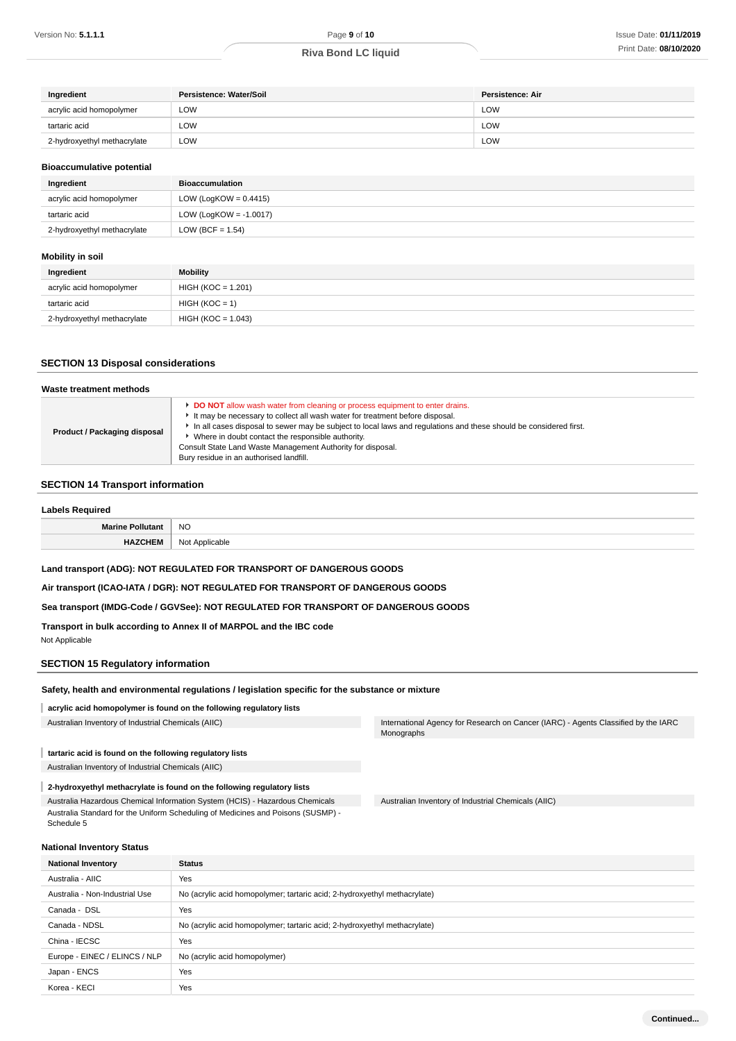| Ingredient | Persistence: Water/Soil | Persistence: Air |
|---|---|---|
| acrylic acid homopolymer | LOW | LOW |
| tartaric acid | LOW | LOW |
| 2-hydroxyethyl methacrylate | LOW | LOW |

### Bioaccumulative potential

| Ingredient | Bioaccumulation |
|---|---|
| acrylic acid homopolymer | LOW (LogKOW = 0.4415) |
| tartaric acid | LOW (LogKOW = -1.0017) |
| 2-hydroxyethyl methacrylate | LOW (BCF = 1.54) |

### Mobility in soil

| Ingredient | Mobility |
|---|---|
| acrylic acid homopolymer | HIGH (KOC = 1.201) |
| tartaric acid | HIGH (KOC = 1) |
| 2-hydroxyethyl methacrylate | HIGH (KOC = 1.043) |

## SECTION 13 Disposal considerations

### Waste treatment methods

| | |
|---|---|
| **Product / Packaging disposal** | ▸ **DO NOT** allow wash water from cleaning or process equipment to enter drains.<br>▸ It may be necessary to collect all wash water for treatment before disposal.<br>▸ In all cases disposal to sewer may be subject to local laws and regulations and these should be considered first.<br>▸ Where in doubt contact the responsible authority.<br>Consult State Land Waste Management Authority for disposal.<br>Bury residue in an authorised landfill. |

## SECTION 14 Transport information

### Labels Required

| | |
|---|---|
| **Marine Pollutant** | NO |
| **HAZCHEM** | Not Applicable |

**Land transport (ADG): NOT REGULATED FOR TRANSPORT OF DANGEROUS GOODS**

**Air transport (ICAO-IATA / DGR): NOT REGULATED FOR TRANSPORT OF DANGEROUS GOODS**

**Sea transport (IMDG-Code / GGVSee): NOT REGULATED FOR TRANSPORT OF DANGEROUS GOODS**

**Transport in bulk according to Annex II of MARPOL and the IBC code**

Not Applicable

## SECTION 15 Regulatory information

### Safety, health and environmental regulations / legislation specific for the substance or mixture

**acrylic acid homopolymer is found on the following regulatory lists**

Australian Inventory of Industrial Chemicals (AIIC)

International Agency for Research on Cancer (IARC) - Agents Classified by the IARC Monographs

**tartaric acid is found on the following regulatory lists**

Australian Inventory of Industrial Chemicals (AIIC)

**2-hydroxyethyl methacrylate is found on the following regulatory lists**

Australia Hazardous Chemical Information System (HCIS) - Hazardous Chemicals

Australia Standard for the Uniform Scheduling of Medicines and Poisons (SUSMP) - Schedule 5

Australian Inventory of Industrial Chemicals (AIIC)

### National Inventory Status

| National Inventory | Status |
|---|---|
| Australia - AIIC | Yes |
| Australia - Non-Industrial Use | No (acrylic acid homopolymer; tartaric acid; 2-hydroxyethyl methacrylate) |
| Canada - DSL | Yes |
| Canada - NDSL | No (acrylic acid homopolymer; tartaric acid; 2-hydroxyethyl methacrylate) |
| China - IECSC | Yes |
| Europe - EINEC / ELINCS / NLP | No (acrylic acid homopolymer) |
| Japan - ENCS | Yes |
| Korea - KECI | Yes |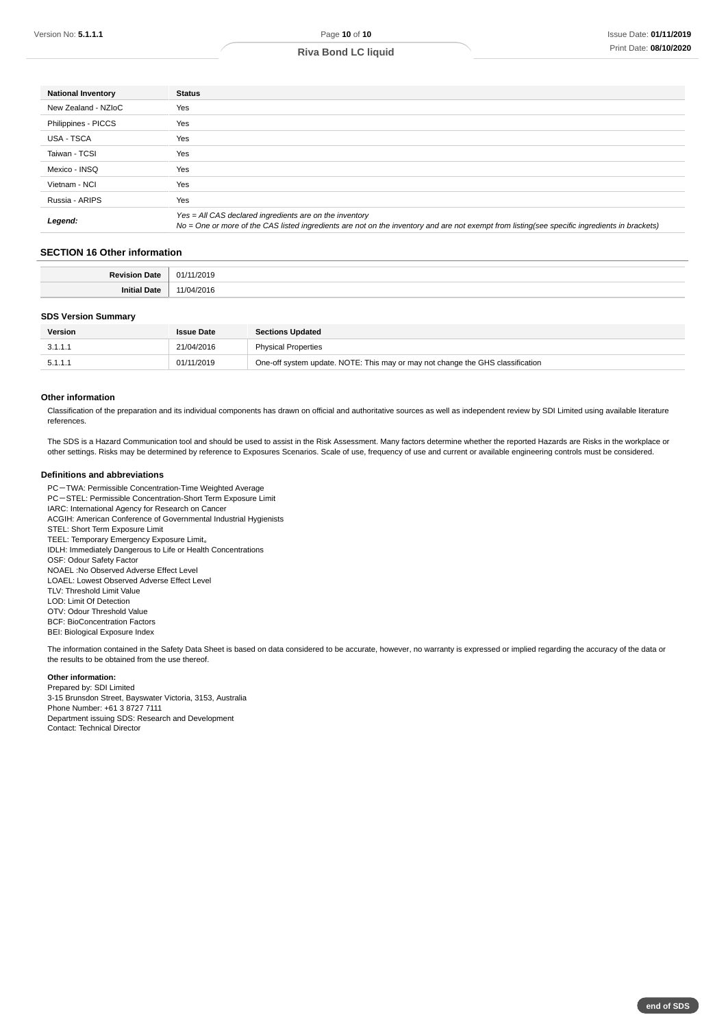| National Inventory | Status |
| --- | --- |
| New Zealand - NZIoC | Yes |
| Philippines - PICCS | Yes |
| USA - TSCA | Yes |
| Taiwan - TCSI | Yes |
| Mexico - INSQ | Yes |
| Vietnam - NCI | Yes |
| Russia - ARIPS | Yes |
| ***Legend:*** | *Yes = All CAS declared ingredients are on the inventory*<br>*No = One or more of the CAS listed ingredients are not on the inventory and are not exempt from listing(see specific ingredients in brackets)* |

## SECTION 16 Other information

| | |
| --- | --- |
| **Revision Date** | 01/11/2019 |
| **Initial Date** | 11/04/2016 |

### SDS Version Summary

| Version | Issue Date | Sections Updated |
| --- | --- | --- |
| 3.1.1.1 | 21/04/2016 | Physical Properties |
| 5.1.1.1 | 01/11/2019 | One-off system update. NOTE: This may or may not change the GHS classification |

### Other information

Classification of the preparation and its individual components has drawn on official and authoritative sources as well as independent review by SDI Limited using available literature references.

The SDS is a Hazard Communication tool and should be used to assist in the Risk Assessment. Many factors determine whether the reported Hazards are Risks in the workplace or other settings. Risks may be determined by reference to Exposures Scenarios. Scale of use, frequency of use and current or available engineering controls must be considered.

### Definitions and abbreviations

PC－TWA: Permissible Concentration-Time Weighted Average
PC－STEL: Permissible Concentration-Short Term Exposure Limit
IARC: International Agency for Research on Cancer
ACGIH: American Conference of Governmental Industrial Hygienists
STEL: Short Term Exposure Limit
TEEL: Temporary Emergency Exposure Limit。
IDLH: Immediately Dangerous to Life or Health Concentrations
OSF: Odour Safety Factor
NOAEL :No Observed Adverse Effect Level
LOAEL: Lowest Observed Adverse Effect Level
TLV: Threshold Limit Value
LOD: Limit Of Detection
OTV: Odour Threshold Value
BCF: BioConcentration Factors
BEI: Biological Exposure Index

The information contained in the Safety Data Sheet is based on data considered to be accurate, however, no warranty is expressed or implied regarding the accuracy of the data or the results to be obtained from the use thereof.

**Other information:**
Prepared by: SDI Limited
3-15 Brunsdon Street, Bayswater Victoria, 3153, Australia
Phone Number: +61 3 8727 7111
Department issuing SDS: Research and Development
Contact: Technical Director

**end of SDS**